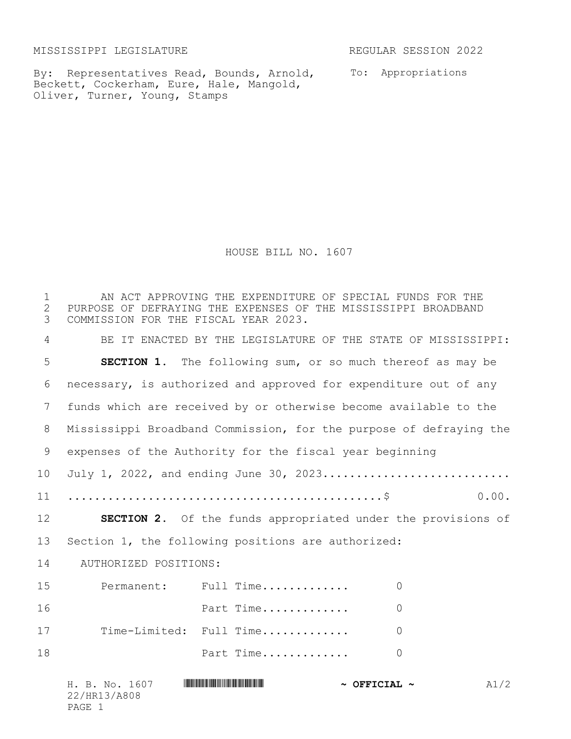MISSISSIPPI LEGISLATURE REGULAR SESSION 2022

By: Representatives Read, Bounds, Arnold, Beckett, Cockerham, Eure, Hale, Mangold, Oliver, Turner, Young, Stamps

To: Appropriations

# HOUSE BILL NO. 1607

1 AN ACT APPROVING THE EXPENDITURE OF SPECIAL FUNDS FOR THE
2 PURPOSE OF DEFRAYING THE EXPENSES OF THE MISSISSIPPI BROADBAND
3 COMMISSION FOR THE FISCAL YEAR 2023.

4 BE IT ENACTED BY THE LEGISLATURE OF THE STATE OF MISSISSIPPI:

5 **SECTION 1.** The following sum, or so much thereof as may be
6 necessary, is authorized and approved for expenditure out of any
7 funds which are received by or otherwise become available to the
8 Mississippi Broadband Commission, for the purpose of defraying the
9 expenses of the Authority for the fiscal year beginning
10 July 1, 2022, and ending June 30, 2023............................
11 ..............................................$ 0.00.

12 **SECTION 2.** Of the funds appropriated under the provisions of
13 Section 1, the following positions are authorized:

14 AUTHORIZED POSITIONS:

| | | | |
|---|---|---|---|
| 15 | Permanent: | Full Time............ | 0 |
| 16 | | Part Time............ | 0 |
| 17 | Time-Limited: | Full Time............ | 0 |
| 18 | | Part Time............ | 0 |

H. B. No. 1607 ~ OFFICIAL ~ A1/2
22/HR13/A808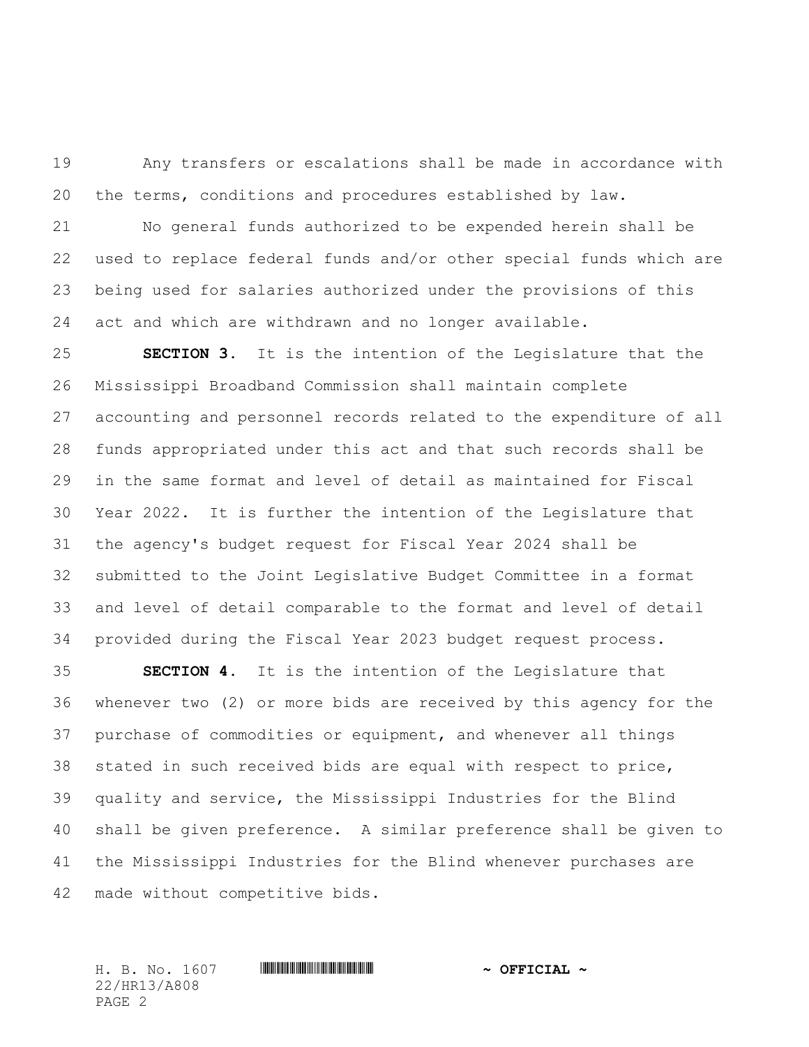Any transfers or escalations shall be made in accordance with the terms, conditions and procedures established by law.

No general funds authorized to be expended herein shall be used to replace federal funds and/or other special funds which are being used for salaries authorized under the provisions of this act and which are withdrawn and no longer available.

**SECTION 3.** It is the intention of the Legislature that the Mississippi Broadband Commission shall maintain complete accounting and personnel records related to the expenditure of all funds appropriated under this act and that such records shall be in the same format and level of detail as maintained for Fiscal Year 2022. It is further the intention of the Legislature that the agency's budget request for Fiscal Year 2024 shall be submitted to the Joint Legislative Budget Committee in a format and level of detail comparable to the format and level of detail provided during the Fiscal Year 2023 budget request process.

**SECTION 4.** It is the intention of the Legislature that whenever two (2) or more bids are received by this agency for the purchase of commodities or equipment, and whenever all things stated in such received bids are equal with respect to price, quality and service, the Mississippi Industries for the Blind shall be given preference. A similar preference shall be given to the Mississippi Industries for the Blind whenever purchases are made without competitive bids.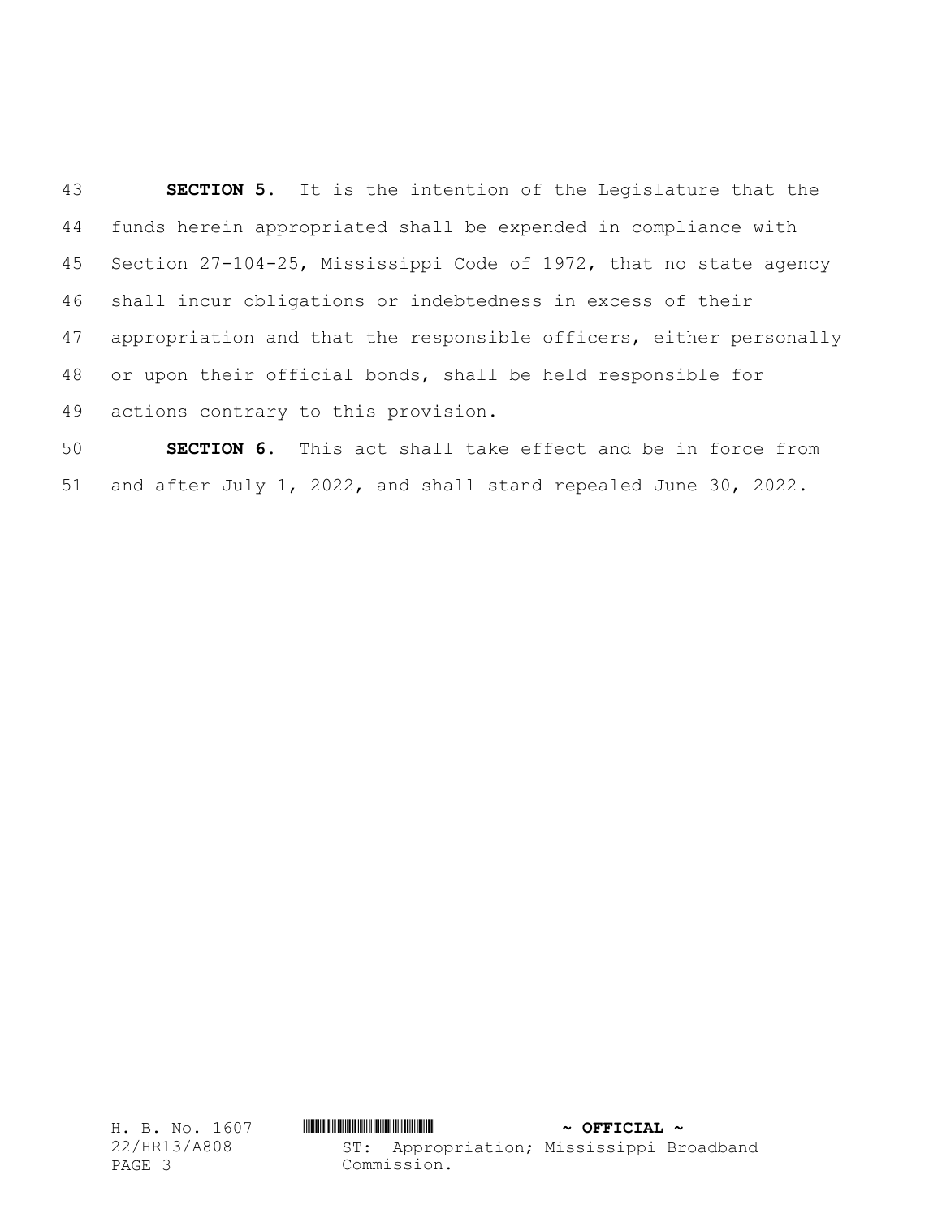**SECTION 5.** It is the intention of the Legislature that the funds herein appropriated shall be expended in compliance with Section 27-104-25, Mississippi Code of 1972, that no state agency shall incur obligations or indebtedness in excess of their appropriation and that the responsible officers, either personally or upon their official bonds, shall be held responsible for actions contrary to this provision.

**SECTION 6.** This act shall take effect and be in force from and after July 1, 2022, and shall stand repealed June 30, 2022.